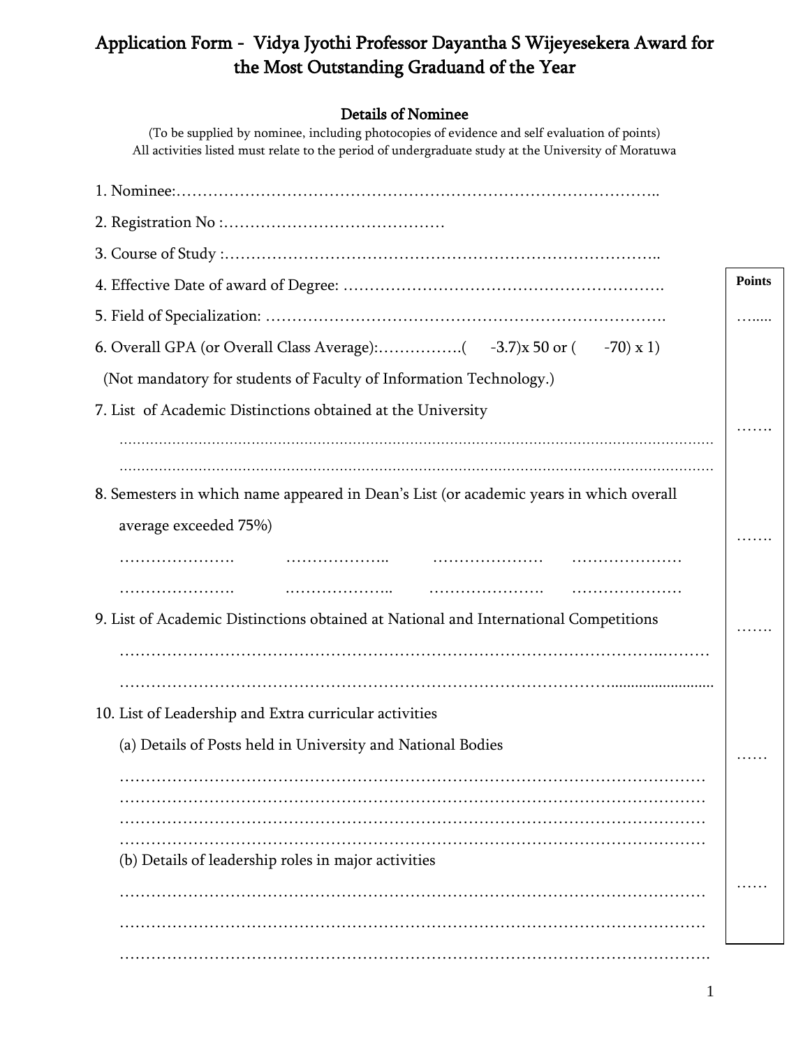# Application Form - Vidya Jyothi Professor Dayantha S Wijeyesekera Award for the Most Outstanding Graduand of the Year

## Details of Nominee

(To be supplied by nominee, including photocopies of evidence and self evaluation of points)
All activities listed must relate to the period of undergraduate study at the University of Moratuwa

1. Nominee:……………………………………………………………………………………..

2. Registration No :……………………………………

3. Course of Study :……………………………………………………………………………..

4. Effective Date of award of Degree: ………………………………………………………. **Points**

5. Field of Specialization: ………………………………………………………………………. …......

6. Overall GPA (or Overall Class Average):…………….( -3.7)x 50 or ( -70) x 1)

 (Not mandatory for students of Faculty of Information Technology.)

7. List of Academic Distinctions obtained at the University

 ………………………………………………………………………………………………………… …….

 …………………………………………………………………………………………………………

8. Semesters in which name appeared in Dean's List (or academic years in which overall average exceeded 75%)

 …………………. ……………….. ………………… ………………… …….

 …………………. ……………….. …………………. …………………

9. List of Academic Distinctions obtained at National and International Competitions …….

 ……………………………………………………………………………………………….………

 ……………………………………………………………………………………….........................

10. List of Leadership and Extra curricular activities

 (a) Details of Posts held in University and National Bodies ……

 ……………………………………………………………………………………………………
 ……………………………………………………………………………………………………
 ……………………………………………………………………………………………………
 ……………………………………………………………………………………………………

 (b) Details of leadership roles in major activities ……

 ……………………………………………………………………………………………………

 ……………………………………………………………………………………………………

 …………………………………………………………………………………………………….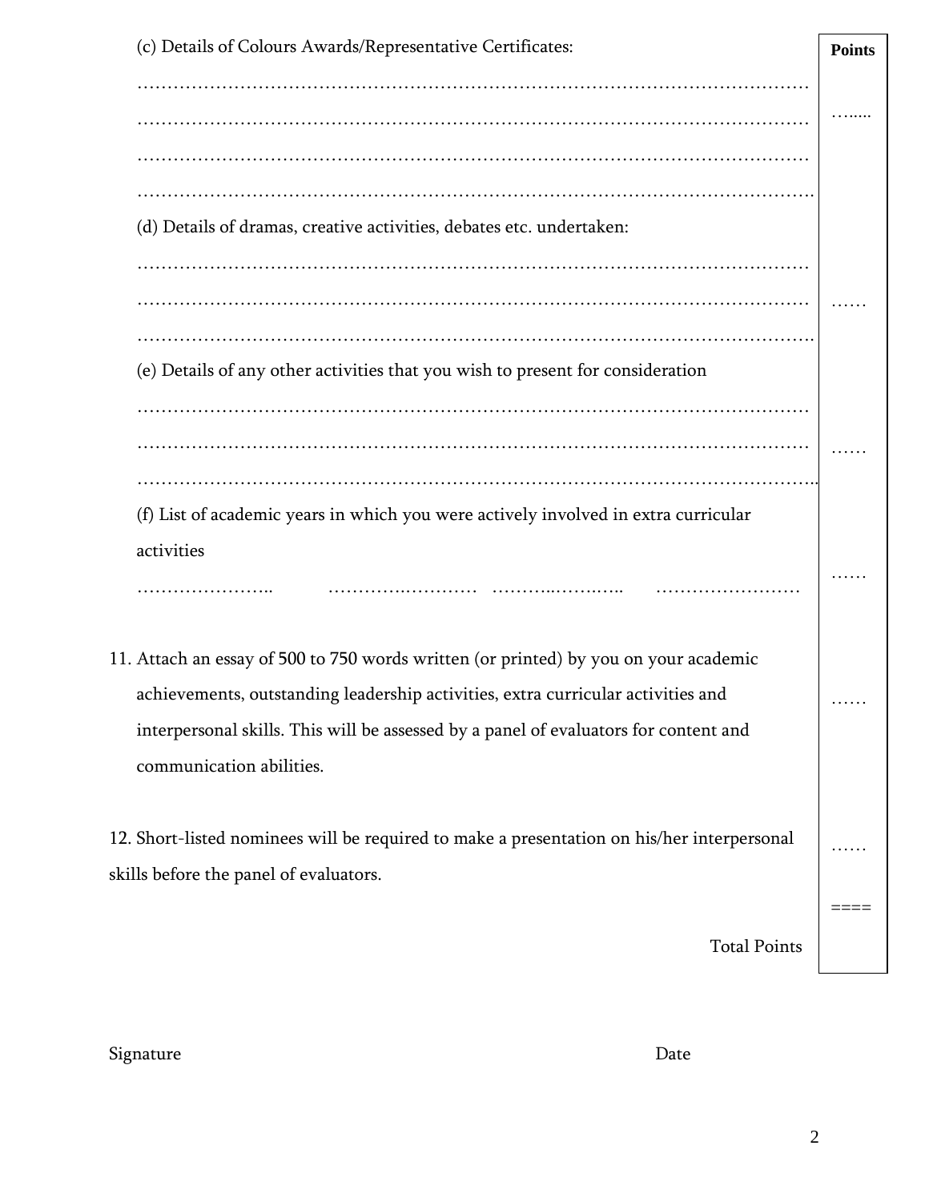(c) Details of Colours Awards/Representative Certificates:

…………………………………………………………………………………………………

…………………………………………………………………………………………………

…………………………………………………………………………………………………

…………………………………………………………………………………………………

**Points** …......

(d) Details of dramas, creative activities, debates etc. undertaken:

…………………………………………………………………………………………………

…………………………………………………………………………………………………

…………………………………………………………………………………………………

……

(e) Details of any other activities that you wish to present for consideration

…………………………………………………………………………………………………

…………………………………………………………………………………………………

…………………………………………………………………………………………………

……

(f) List of academic years in which you were actively involved in extra curricular activities

………………….. ………….………… ………..……..….. ……………………

……

11. Attach an essay of 500 to 750 words written (or printed) by you on your academic achievements, outstanding leadership activities, extra curricular activities and interpersonal skills. This will be assessed by a panel of evaluators for content and communication abilities.

……

12. Short-listed nominees will be required to make a presentation on his/her interpersonal skills before the panel of evaluators.

……

====

Total Points

Signature Date